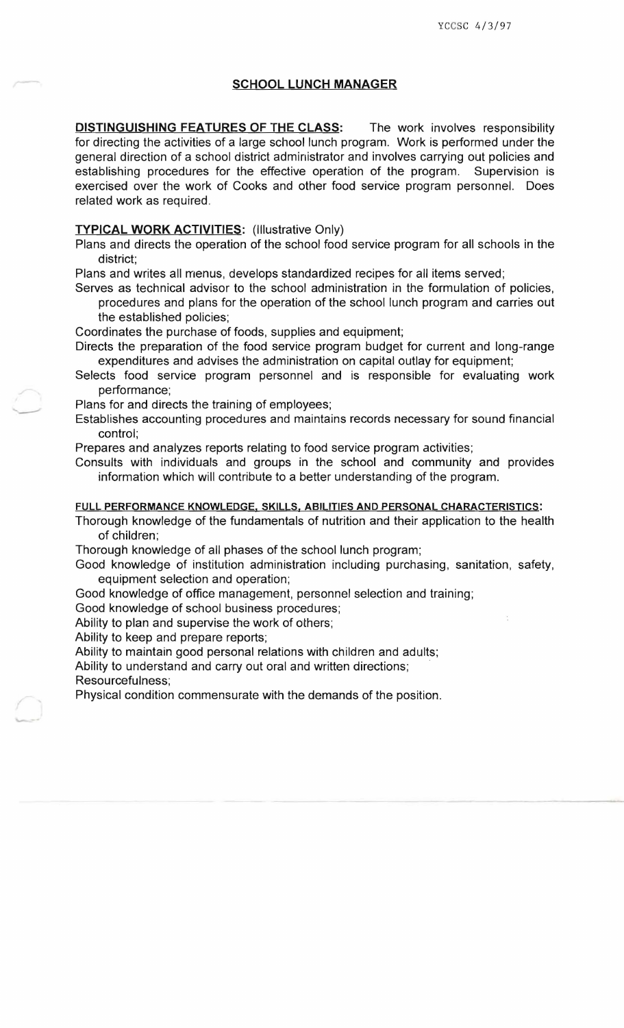YCCSC 4/3/97

# SCHOOL LUNCH MANAGER

**DISTINGUISHING FEATURES OF THE CLASS:** The work involves responsibility for directing the activities of a large school lunch program. Work is performed under the general direction of a school district administrator and involves carrying out policies and establishing procedures for the effective operation of the program. Supervision is exercised over the work of Cooks and other food service program personnel. Does related work as required.

**TYPICAL WORK ACTIVITIES:** (Illustrative Only)

Plans and directs the operation of the school food service program for all schools in the district;

Plans and writes all menus, develops standardized recipes for all items served;

Serves as technical advisor to the school administration in the formulation of policies, procedures and plans for the operation of the school lunch program and carries out the established policies;

Coordinates the purchase of foods, supplies and equipment;

Directs the preparation of the food service program budget for current and long-range expenditures and advises the administration on capital outlay for equipment;

Selects food service program personnel and is responsible for evaluating work performance;

Plans for and directs the training of employees;

Establishes accounting procedures and maintains records necessary for sound financial control;

Prepares and analyzes reports relating to food service program activities;

Consults with individuals and groups in the school and community and provides information which will contribute to a better understanding of the program.

**FULL PERFORMANCE KNOWLEDGE, SKILLS, ABILITIES AND PERSONAL CHARACTERISTICS:**

Thorough knowledge of the fundamentals of nutrition and their application to the health of children;

Thorough knowledge of all phases of the school lunch program;

Good knowledge of institution administration including purchasing, sanitation, safety, equipment selection and operation;

Good knowledge of office management, personnel selection and training;

Good knowledge of school business procedures;

Ability to plan and supervise the work of others;

Ability to keep and prepare reports;

Ability to maintain good personal relations with children and adults;

Ability to understand and carry out oral and written directions;

Resourcefulness;

Physical condition commensurate with the demands of the position.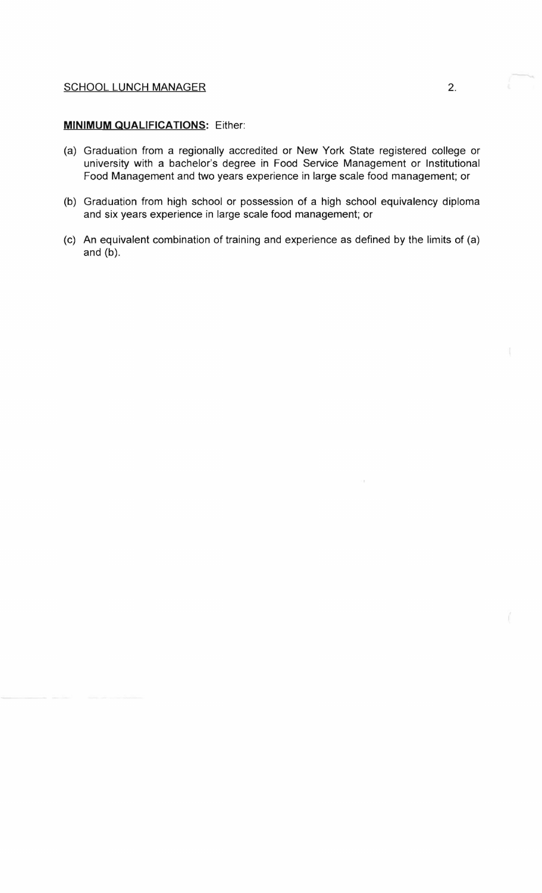**MINIMUM QUALIFICATIONS:** Either:

(a) Graduation from a regionally accredited or New York State registered college or university with a bachelor's degree in Food Service Management or Institutional Food Management and two years experience in large scale food management; or

(b) Graduation from high school or possession of a high school equivalency diploma and six years experience in large scale food management; or

(c) An equivalent combination of training and experience as defined by the limits of (a) and (b).